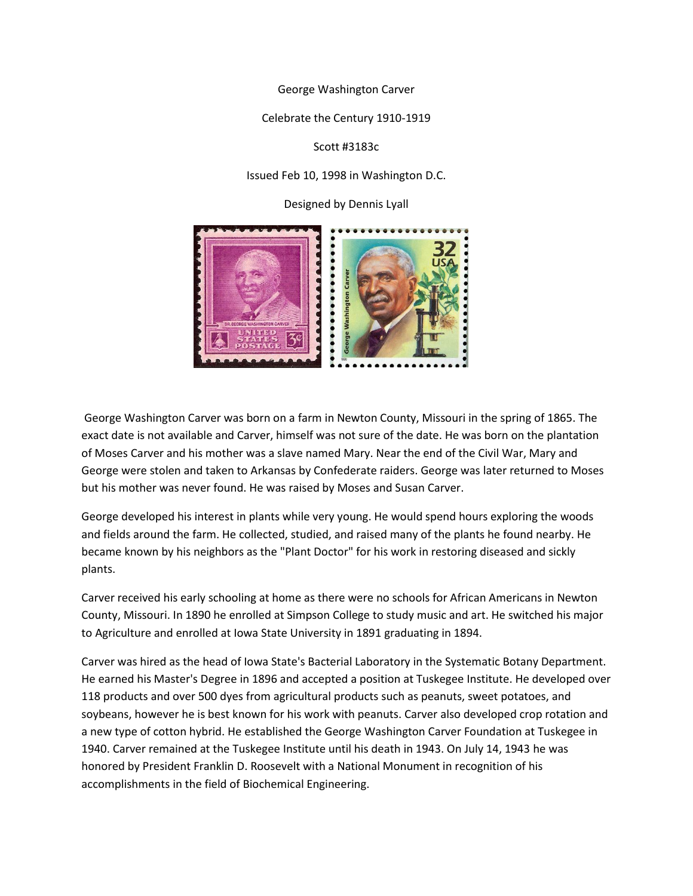George Washington Carver

Celebrate the Century 1910-1919

Scott #3183c

Issued Feb 10, 1998 in Washington D.C.

Designed by Dennis Lyall

George Washington Carver was born on a farm in Newton County, Missouri in the spring of 1865. The exact date is not available and Carver, himself was not sure of the date. He was born on the plantation of Moses Carver and his mother was a slave named Mary. Near the end of the Civil War, Mary and George were stolen and taken to Arkansas by Confederate raiders. George was later returned to Moses but his mother was never found. He was raised by Moses and Susan Carver.

George developed his interest in plants while very young. He would spend hours exploring the woods and fields around the farm. He collected, studied, and raised many of the plants he found nearby. He became known by his neighbors as the "Plant Doctor" for his work in restoring diseased and sickly plants.

Carver received his early schooling at home as there were no schools for African Americans in Newton County, Missouri. In 1890 he enrolled at Simpson College to study music and art. He switched his major to Agriculture and enrolled at Iowa State University in 1891 graduating in 1894.

Carver was hired as the head of Iowa State's Bacterial Laboratory in the Systematic Botany Department. He earned his Master's Degree in 1896 and accepted a position at Tuskegee Institute. He developed over 118 products and over 500 dyes from agricultural products such as peanuts, sweet potatoes, and soybeans, however he is best known for his work with peanuts. Carver also developed crop rotation and a new type of cotton hybrid. He established the George Washington Carver Foundation at Tuskegee in 1940. Carver remained at the Tuskegee Institute until his death in 1943. On July 14, 1943 he was honored by President Franklin D. Roosevelt with a National Monument in recognition of his accomplishments in the field of Biochemical Engineering.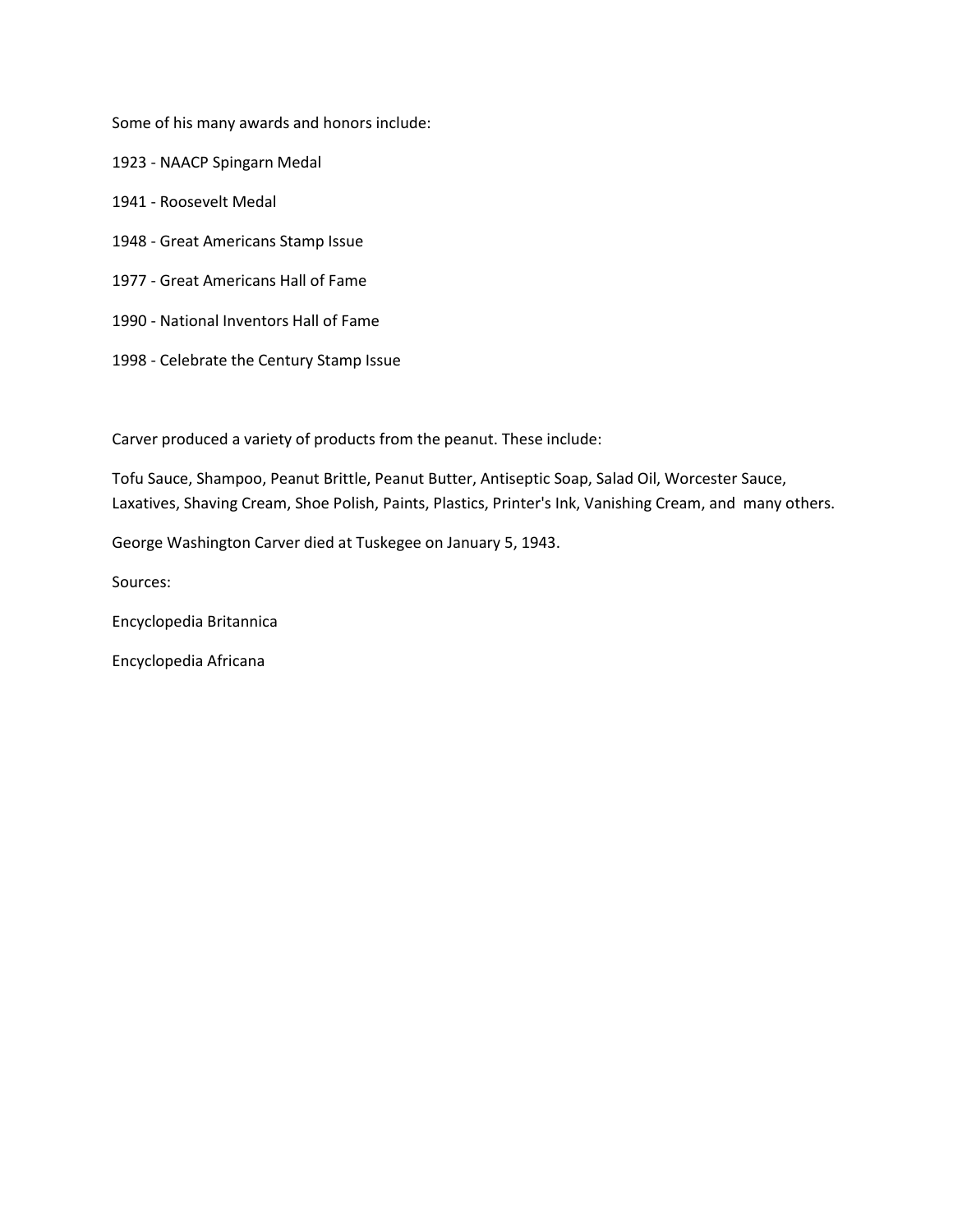Some of his many awards and honors include:

1923 - NAACP Spingarn Medal

1941 - Roosevelt Medal

1948 - Great Americans Stamp Issue

1977 - Great Americans Hall of Fame

1990 - National Inventors Hall of Fame

1998 - Celebrate the Century Stamp Issue

Carver produced a variety of products from the peanut. These include:

Tofu Sauce, Shampoo, Peanut Brittle, Peanut Butter, Antiseptic Soap, Salad Oil, Worcester Sauce, Laxatives, Shaving Cream, Shoe Polish, Paints, Plastics, Printer's Ink, Vanishing Cream, and many others.

George Washington Carver died at Tuskegee on January 5, 1943.

Sources:

Encyclopedia Britannica

Encyclopedia Africana